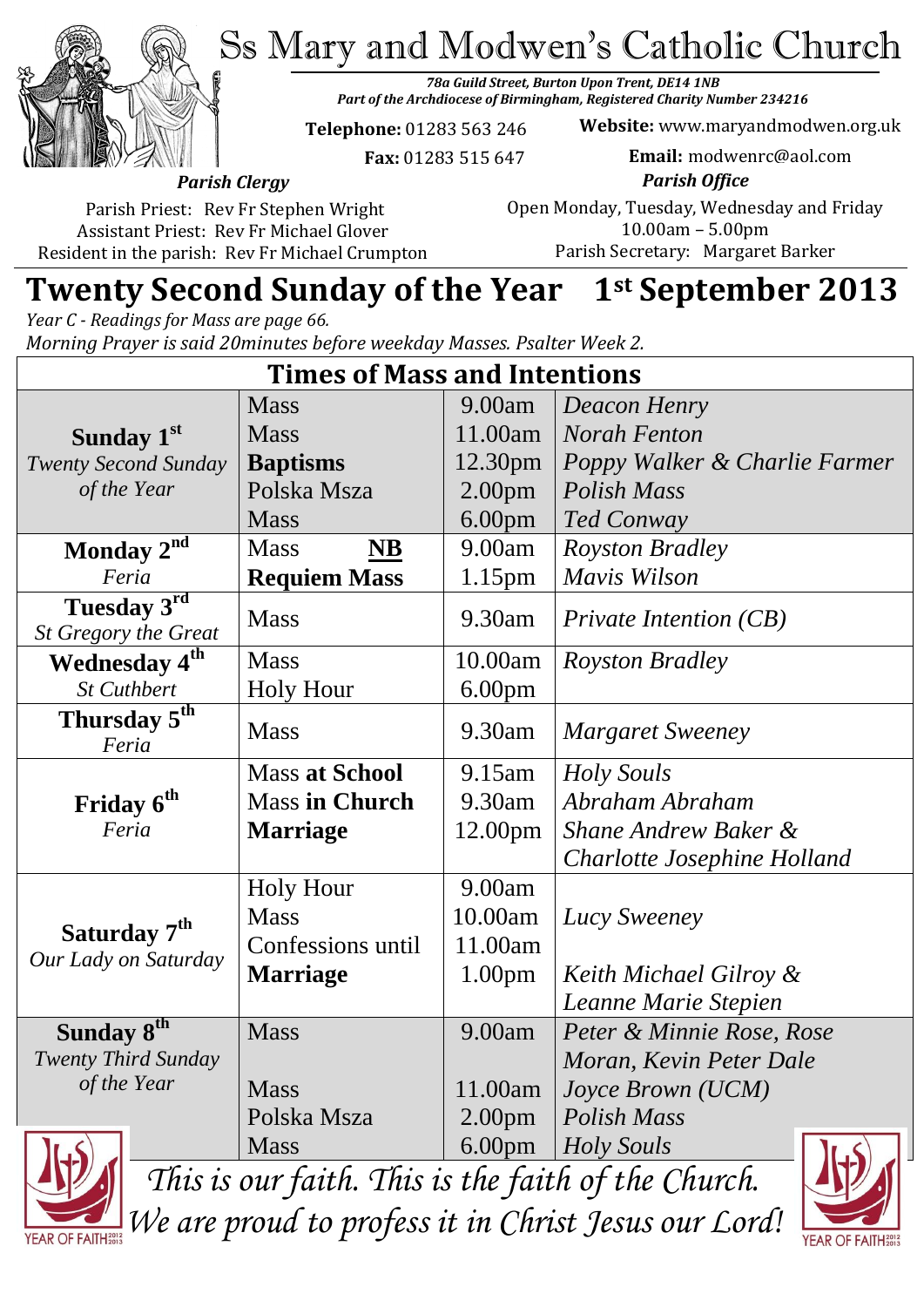# Ss Mary and Modwen's Catholic Church

*78a Guild Street, Burton Upon Trent, DE14 1NB*
*Part of the Archdiocese of Birmingham, Registered Charity Number 234216*

**Telephone:** 01283 563 246
**Fax:** 01283 515 647

**Website:** www.maryandmodwen.org.uk
**Email:** modwenrc@aol.com

***Parish Clergy***

Parish Priest: Rev Fr Stephen Wright
Assistant Priest: Rev Fr Michael Glover
Resident in the parish: Rev Fr Michael Crumpton

***Parish Office***

Open Monday, Tuesday, Wednesday and Friday
10.00am – 5.00pm
Parish Secretary: Margaret Barker

## Twenty Second Sunday of the Year 1st September 2013

*Year C - Readings for Mass are page 66.*
*Morning Prayer is said 20minutes before weekday Masses. Psalter Week 2.*

### Times of Mass and Intentions

| Day | Service | Time | Intention |
|---|---|---|---|
| **Sunday 1st** *Twenty Second Sunday of the Year* | Mass | 9.00am | *Deacon Henry* |
| | Mass | 11.00am | *Norah Fenton* |
| | **Baptisms** | 12.30pm | *Poppy Walker & Charlie Farmer* |
| | Polska Msza | 2.00pm | *Polish Mass* |
| | Mass | 6.00pm | *Ted Conway* |
| **Monday 2nd** *Feria* | Mass **NB** | 9.00am | *Royston Bradley* |
| | **Requiem Mass** | 1.15pm | *Mavis Wilson* |
| **Tuesday 3rd** *St Gregory the Great* | Mass | 9.30am | *Private Intention (CB)* |
| **Wednesday 4th** *St Cuthbert* | Mass | 10.00am | *Royston Bradley* |
| | Holy Hour | 6.00pm | |
| **Thursday 5th** *Feria* | Mass | 9.30am | *Margaret Sweeney* |
| **Friday 6th** *Feria* | Mass **at School** | 9.15am | *Holy Souls* |
| | Mass **in Church** | 9.30am | *Abraham Abraham* |
| | **Marriage** | 12.00pm | *Shane Andrew Baker & Charlotte Josephine Holland* |
| **Saturday 7th** *Our Lady on Saturday* | Holy Hour | 9.00am | |
| | Mass | 10.00am | *Lucy Sweeney* |
| | Confessions until | 11.00am | |
| | **Marriage** | 1.00pm | *Keith Michael Gilroy & Leanne Marie Stepien* |
| **Sunday 8th** *Twenty Third Sunday of the Year* | Mass | 9.00am | *Peter & Minnie Rose, Rose Moran, Kevin Peter Dale* |
| | Mass | 11.00am | *Joyce Brown (UCM)* |
| | Polska Msza | 2.00pm | *Polish Mass* |
| | Mass | 6.00pm | *Holy Souls* |

*This is our faith. This is the faith of the Church.*
*We are proud to profess it in Christ Jesus our Lord!*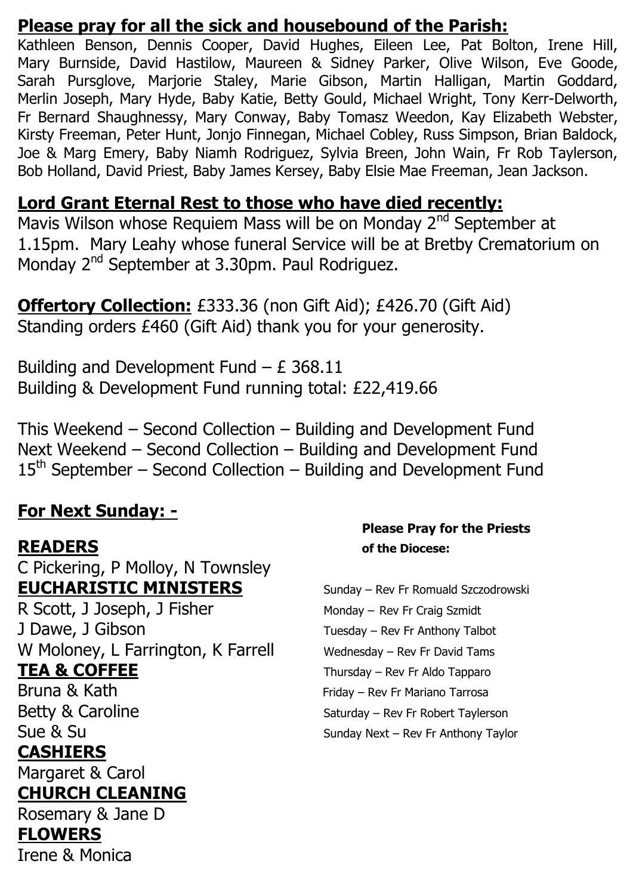## **Please pray for all the sick and housebound of the Parish:**

Kathleen Benson, Dennis Cooper, David Hughes, Eileen Lee, Pat Bolton, Irene Hill, Mary Burnside, David Hastilow, Maureen & Sidney Parker, Olive Wilson, Eve Goode, Sarah Pursglove, Marjorie Staley, Marie Gibson, Martin Halligan, Martin Goddard, Merlin Joseph, Mary Hyde, Baby Katie, Betty Gould, Michael Wright, Tony Kerr-Delworth, Fr Bernard Shaughnessy, Mary Conway, Baby Tomasz Weedon, Kay Elizabeth Webster, Kirsty Freeman, Peter Hunt, Jonjo Finnegan, Michael Cobley, Russ Simpson, Brian Baldock, Joe & Marg Emery, Baby Niamh Rodriguez, Sylvia Breen, John Wain, Fr Rob Taylerson, Bob Holland, David Priest, Baby James Kersey, Baby Elsie Mae Freeman, Jean Jackson.

## **Lord Grant Eternal Rest to those who have died recently:**

Mavis Wilson whose Requiem Mass will be on Monday 2nd September at 1.15pm. Mary Leahy whose funeral Service will be at Bretby Crematorium on Monday 2nd September at 3.30pm. Paul Rodriguez.

**Offertory Collection:** £333.36 (non Gift Aid); £426.70 (Gift Aid)
Standing orders £460 (Gift Aid) thank you for your generosity.

Building and Development Fund – £ 368.11
Building & Development Fund running total: £22,419.66

This Weekend – Second Collection – Building and Development Fund
Next Weekend – Second Collection – Building and Development Fund
15th September – Second Collection – Building and Development Fund

## **For Next Sunday: -**

**READERS**
C Pickering, P Molloy, N Townsley

**EUCHARISTIC MINISTERS**
R Scott, J Joseph, J Fisher
J Dawe, J Gibson
W Moloney, L Farrington, K Farrell

**TEA & COFFEE**
Bruna & Kath
Betty & Caroline
Sue & Su

**CASHIERS**
Margaret & Carol

**CHURCH CLEANING**
Rosemary & Jane D

**FLOWERS**
Irene & Monica

**Please Pray for the Priests of the Diocese:**

Sunday – Rev Fr Romuald Szczodrowski
Monday – Rev Fr Craig Szmidt
Tuesday – Rev Fr Anthony Talbot
Wednesday – Rev Fr David Tams
Thursday – Rev Fr Aldo Tapparo
Friday – Rev Fr Mariano Tarrosa
Saturday – Rev Fr Robert Taylerson
Sunday Next – Rev Fr Anthony Taylor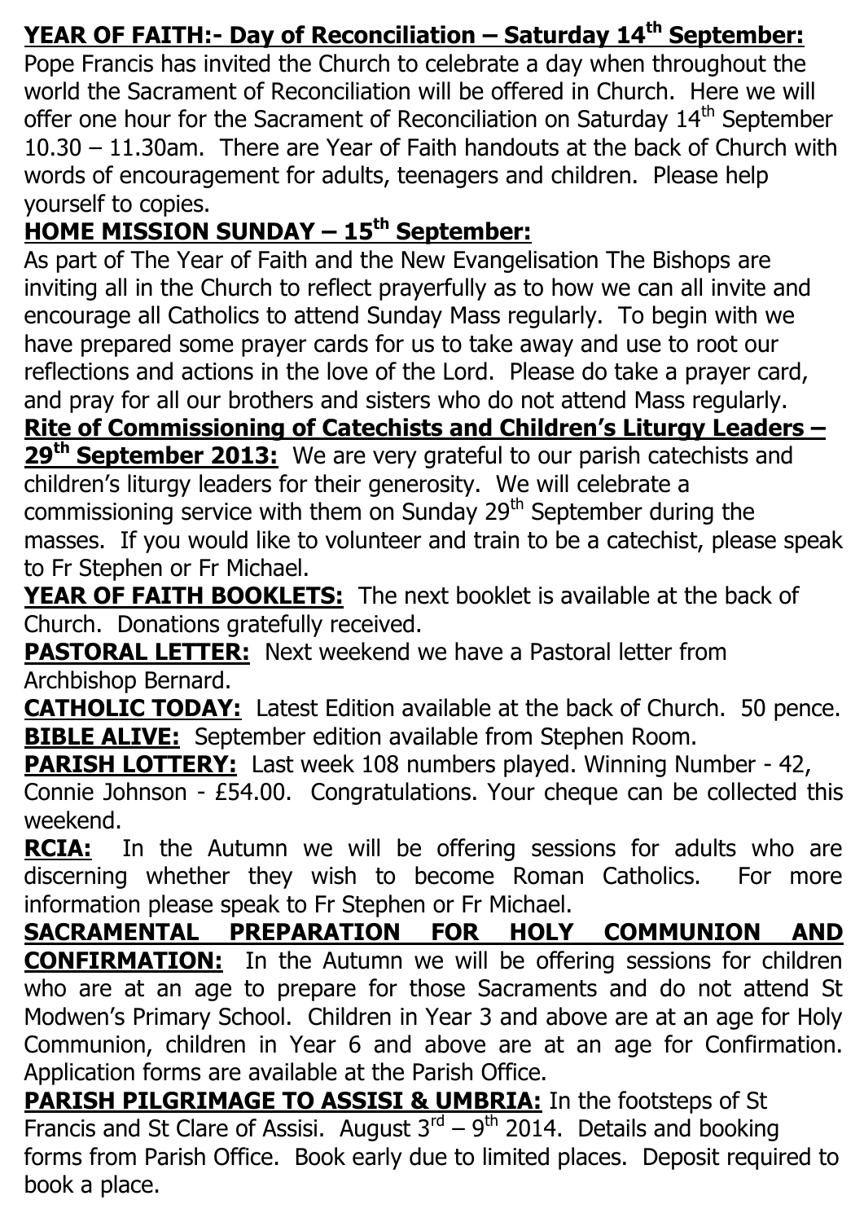**YEAR OF FAITH:- Day of Reconciliation – Saturday 14th September:**
Pope Francis has invited the Church to celebrate a day when throughout the world the Sacrament of Reconciliation will be offered in Church. Here we will offer one hour for the Sacrament of Reconciliation on Saturday 14th September 10.30 – 11.30am. There are Year of Faith handouts at the back of Church with words of encouragement for adults, teenagers and children. Please help yourself to copies.

**HOME MISSION SUNDAY – 15th September:**
As part of The Year of Faith and the New Evangelisation The Bishops are inviting all in the Church to reflect prayerfully as to how we can all invite and encourage all Catholics to attend Sunday Mass regularly. To begin with we have prepared some prayer cards for us to take away and use to root our reflections and actions in the love of the Lord. Please do take a prayer card, and pray for all our brothers and sisters who do not attend Mass regularly.

**Rite of Commissioning of Catechists and Children's Liturgy Leaders – 29th September 2013:** We are very grateful to our parish catechists and children's liturgy leaders for their generosity. We will celebrate a commissioning service with them on Sunday 29th September during the masses. If you would like to volunteer and train to be a catechist, please speak to Fr Stephen or Fr Michael.

**YEAR OF FAITH BOOKLETS:** The next booklet is available at the back of Church. Donations gratefully received.

**PASTORAL LETTER:** Next weekend we have a Pastoral letter from Archbishop Bernard.

**CATHOLIC TODAY:** Latest Edition available at the back of Church. 50 pence.

**BIBLE ALIVE:** September edition available from Stephen Room.

**PARISH LOTTERY:** Last week 108 numbers played. Winning Number - 42, Connie Johnson - £54.00. Congratulations. Your cheque can be collected this weekend.

**RCIA:** In the Autumn we will be offering sessions for adults who are discerning whether they wish to become Roman Catholics. For more information please speak to Fr Stephen or Fr Michael.

**SACRAMENTAL PREPARATION FOR HOLY COMMUNION AND CONFIRMATION:** In the Autumn we will be offering sessions for children who are at an age to prepare for those Sacraments and do not attend St Modwen's Primary School. Children in Year 3 and above are at an age for Holy Communion, children in Year 6 and above are at an age for Confirmation. Application forms are available at the Parish Office.

**PARISH PILGRIMAGE TO ASSISI & UMBRIA:** In the footsteps of St Francis and St Clare of Assisi. August 3rd – 9th 2014. Details and booking forms from Parish Office. Book early due to limited places. Deposit required to book a place.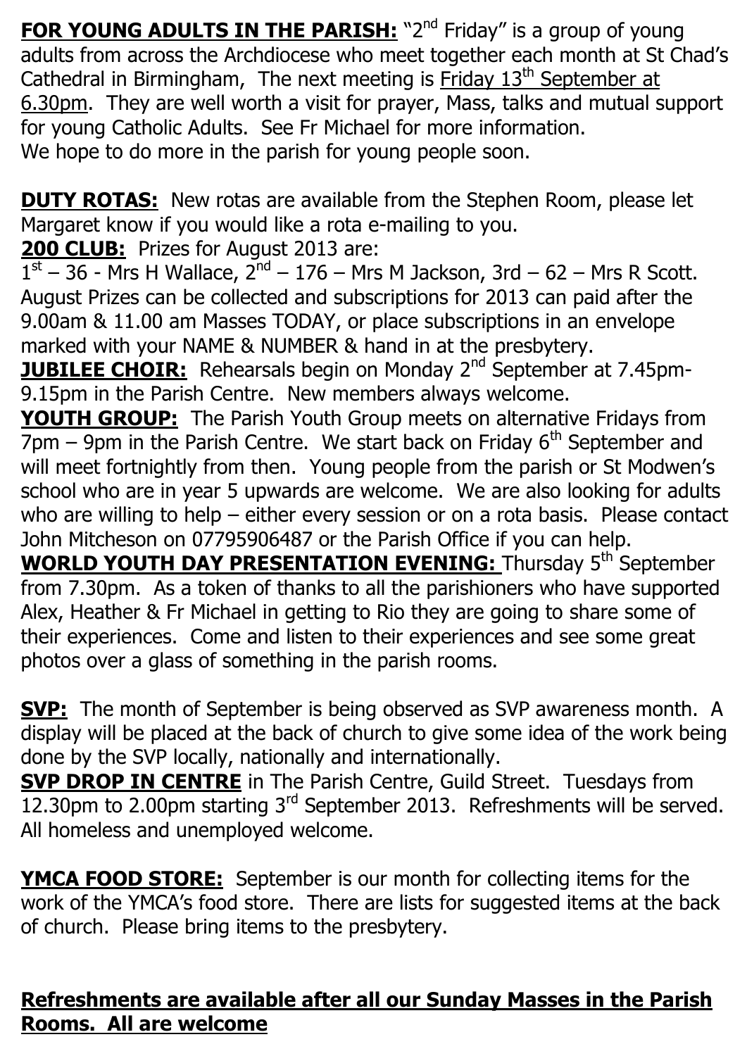**FOR YOUNG ADULTS IN THE PARISH:** "2nd Friday" is a group of young adults from across the Archdiocese who meet together each month at St Chad's Cathedral in Birmingham, The next meeting is Friday 13th September at 6.30pm. They are well worth a visit for prayer, Mass, talks and mutual support for young Catholic Adults. See Fr Michael for more information.
We hope to do more in the parish for young people soon.

**DUTY ROTAS:** New rotas are available from the Stephen Room, please let Margaret know if you would like a rota e-mailing to you.

**200 CLUB:** Prizes for August 2013 are:
1st – 36 - Mrs H Wallace, 2nd – 176 – Mrs M Jackson, 3rd – 62 – Mrs R Scott. August Prizes can be collected and subscriptions for 2013 can paid after the 9.00am & 11.00 am Masses TODAY, or place subscriptions in an envelope marked with your NAME & NUMBER & hand in at the presbytery.

**JUBILEE CHOIR:** Rehearsals begin on Monday 2nd September at 7.45pm-9.15pm in the Parish Centre. New members always welcome.

**YOUTH GROUP:** The Parish Youth Group meets on alternative Fridays from 7pm – 9pm in the Parish Centre. We start back on Friday 6th September and will meet fortnightly from then. Young people from the parish or St Modwen's school who are in year 5 upwards are welcome. We are also looking for adults who are willing to help – either every session or on a rota basis. Please contact John Mitcheson on 07795906487 or the Parish Office if you can help.

**WORLD YOUTH DAY PRESENTATION EVENING:** Thursday 5th September from 7.30pm. As a token of thanks to all the parishioners who have supported Alex, Heather & Fr Michael in getting to Rio they are going to share some of their experiences. Come and listen to their experiences and see some great photos over a glass of something in the parish rooms.

**SVP:** The month of September is being observed as SVP awareness month. A display will be placed at the back of church to give some idea of the work being done by the SVP locally, nationally and internationally.

**SVP DROP IN CENTRE** in The Parish Centre, Guild Street. Tuesdays from 12.30pm to 2.00pm starting 3rd September 2013. Refreshments will be served. All homeless and unemployed welcome.

**YMCA FOOD STORE:** September is our month for collecting items for the work of the YMCA's food store. There are lists for suggested items at the back of church. Please bring items to the presbytery.

**Refreshments are available after all our Sunday Masses in the Parish Rooms. All are welcome**